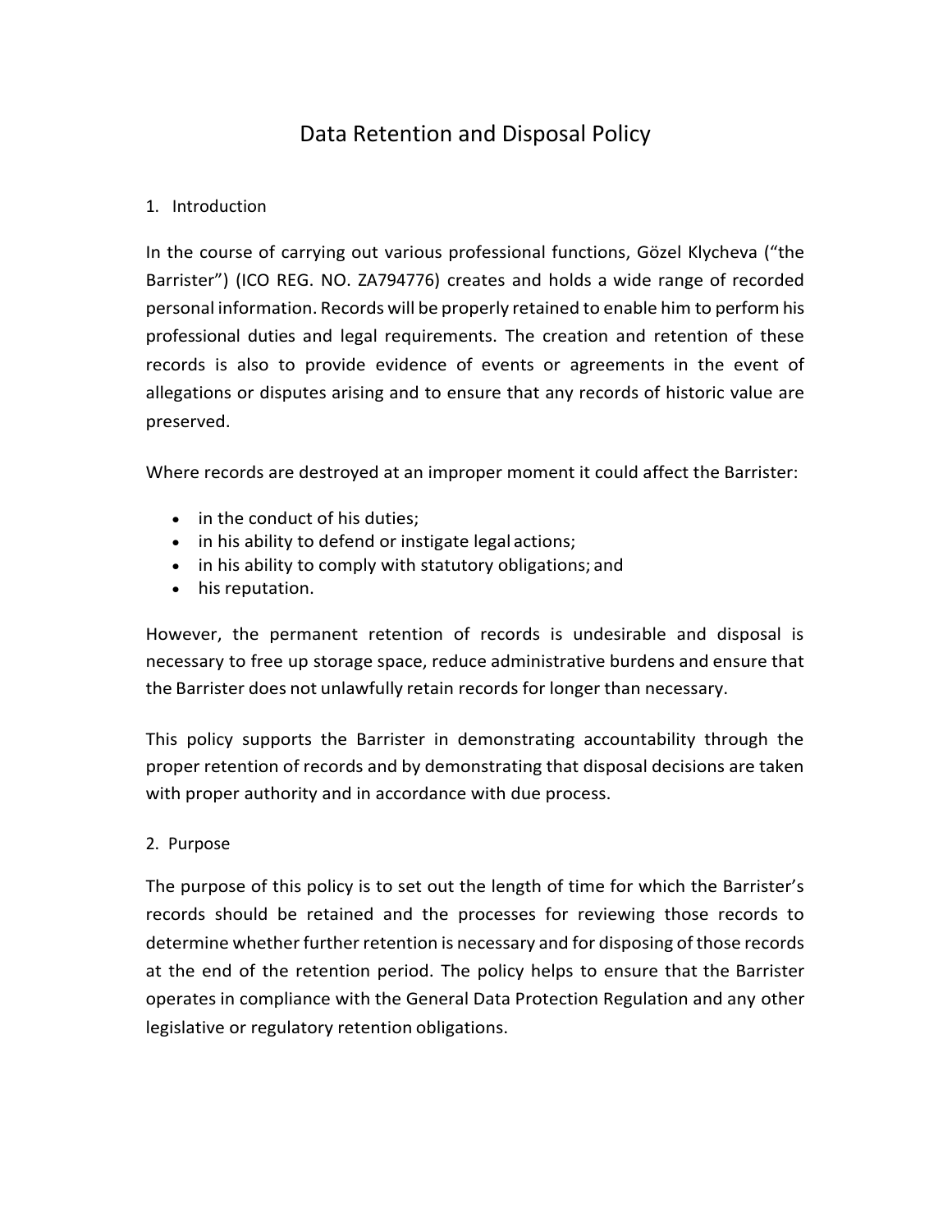# Data Retention and Disposal Policy

## 1. Introduction

In the course of carrying out various professional functions, Gözel Klycheva ("the Barrister") (ICO REG. NO. ZA794776) creates and holds a wide range of recorded personal information. Records will be properly retained to enable him to perform his professional duties and legal requirements. The creation and retention of these records is also to provide evidence of events or agreements in the event of allegations or disputes arising and to ensure that any records of historic value are preserved.

Where records are destroyed at an improper moment it could affect the Barrister:

- in the conduct of his duties;
- in his ability to defend or instigate legal actions;
- in his ability to comply with statutory obligations; and
- his reputation.

However, the permanent retention of records is undesirable and disposal is necessary to free up storage space, reduce administrative burdens and ensure that the Barrister does not unlawfully retain records for longer than necessary.

This policy supports the Barrister in demonstrating accountability through the proper retention of records and by demonstrating that disposal decisions are taken with proper authority and in accordance with due process.

## 2. Purpose

The purpose of this policy is to set out the length of time for which the Barrister's records should be retained and the processes for reviewing those records to determine whether further retention is necessary and for disposing of those records at the end of the retention period. The policy helps to ensure that the Barrister operates in compliance with the General Data Protection Regulation and any other legislative or regulatory retention obligations.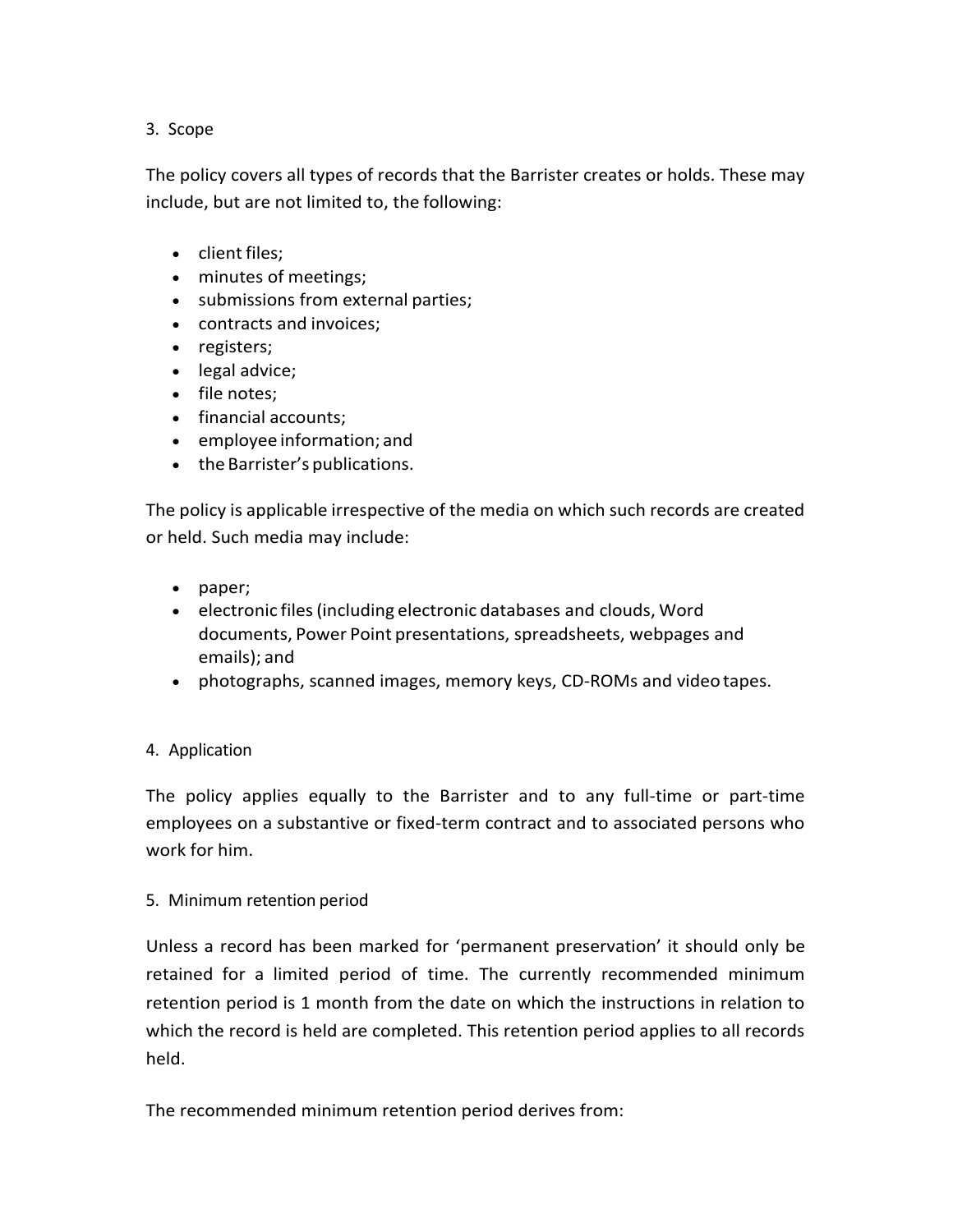## 3. Scope

The policy covers all types of records that the Barrister creates or holds. These may include, but are not limited to, the following:

- client files;
- minutes of meetings;
- submissions from external parties;
- contracts and invoices;
- registers;
- legal advice;
- file notes;
- financial accounts;
- employee information; and
- the Barrister's publications.

The policy is applicable irrespective of the media on which such records are created or held. Such media may include:

- paper;
- electronic files (including electronic databases and clouds, Word documents, Power Point presentations, spreadsheets, webpages and emails); and
- photographs, scanned images, memory keys, CD-ROMs and video tapes.

## 4. Application

The policy applies equally to the Barrister and to any full-time or part-time employees on a substantive or fixed-term contract and to associated persons who work for him.

## 5. Minimum retention period

Unless a record has been marked for 'permanent preservation' it should only be retained for a limited period of time. The currently recommended minimum retention period is 1 month from the date on which the instructions in relation to which the record is held are completed. This retention period applies to all records held.

The recommended minimum retention period derives from: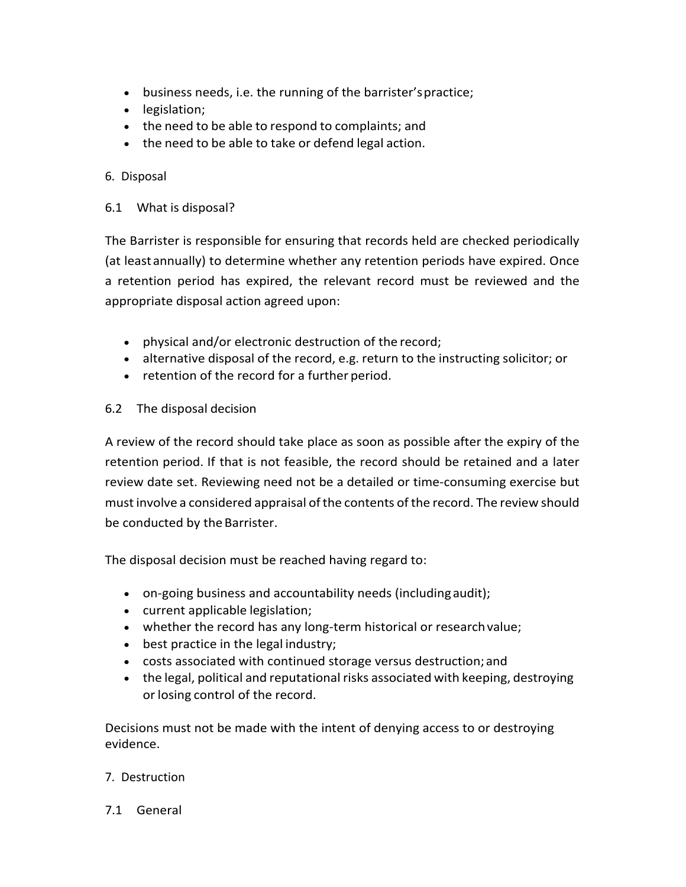- business needs, i.e. the running of the barrister's practice;
- legislation;
- the need to be able to respond to complaints; and
- the need to be able to take or defend legal action.

## 6. Disposal

### 6.1 What is disposal?

The Barrister is responsible for ensuring that records held are checked periodically (at least annually) to determine whether any retention periods have expired. Once a retention period has expired, the relevant record must be reviewed and the appropriate disposal action agreed upon:

- physical and/or electronic destruction of the record;
- alternative disposal of the record, e.g. return to the instructing solicitor; or
- retention of the record for a further period.

### 6.2 The disposal decision

A review of the record should take place as soon as possible after the expiry of the retention period. If that is not feasible, the record should be retained and a later review date set. Reviewing need not be a detailed or time-consuming exercise but must involve a considered appraisal of the contents of the record. The review should be conducted by the Barrister.

The disposal decision must be reached having regard to:

- on-going business and accountability needs (including audit);
- current applicable legislation;
- whether the record has any long-term historical or research value;
- best practice in the legal industry;
- costs associated with continued storage versus destruction; and
- the legal, political and reputational risks associated with keeping, destroying or losing control of the record.

Decisions must not be made with the intent of denying access to or destroying evidence.

## 7. Destruction

### 7.1 General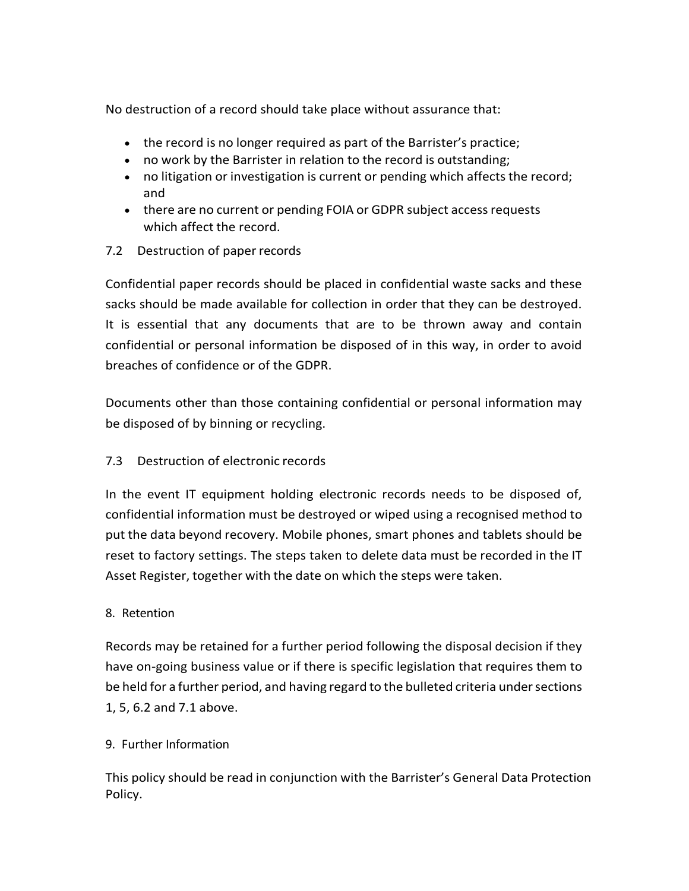No destruction of a record should take place without assurance that:

- the record is no longer required as part of the Barrister's practice;
- no work by the Barrister in relation to the record is outstanding;
- no litigation or investigation is current or pending which affects the record; and
- there are no current or pending FOIA or GDPR subject access requests which affect the record.

### 7.2 Destruction of paper records

Confidential paper records should be placed in confidential waste sacks and these sacks should be made available for collection in order that they can be destroyed. It is essential that any documents that are to be thrown away and contain confidential or personal information be disposed of in this way, in order to avoid breaches of confidence or of the GDPR.

Documents other than those containing confidential or personal information may be disposed of by binning or recycling.

### 7.3 Destruction of electronic records

In the event IT equipment holding electronic records needs to be disposed of, confidential information must be destroyed or wiped using a recognised method to put the data beyond recovery. Mobile phones, smart phones and tablets should be reset to factory settings. The steps taken to delete data must be recorded in the IT Asset Register, together with the date on which the steps were taken.

## 8. Retention

Records may be retained for a further period following the disposal decision if they have on-going business value or if there is specific legislation that requires them to be held for a further period, and having regard to the bulleted criteria under sections 1, 5, 6.2 and 7.1 above.

## 9. Further Information

This policy should be read in conjunction with the Barrister's General Data Protection Policy.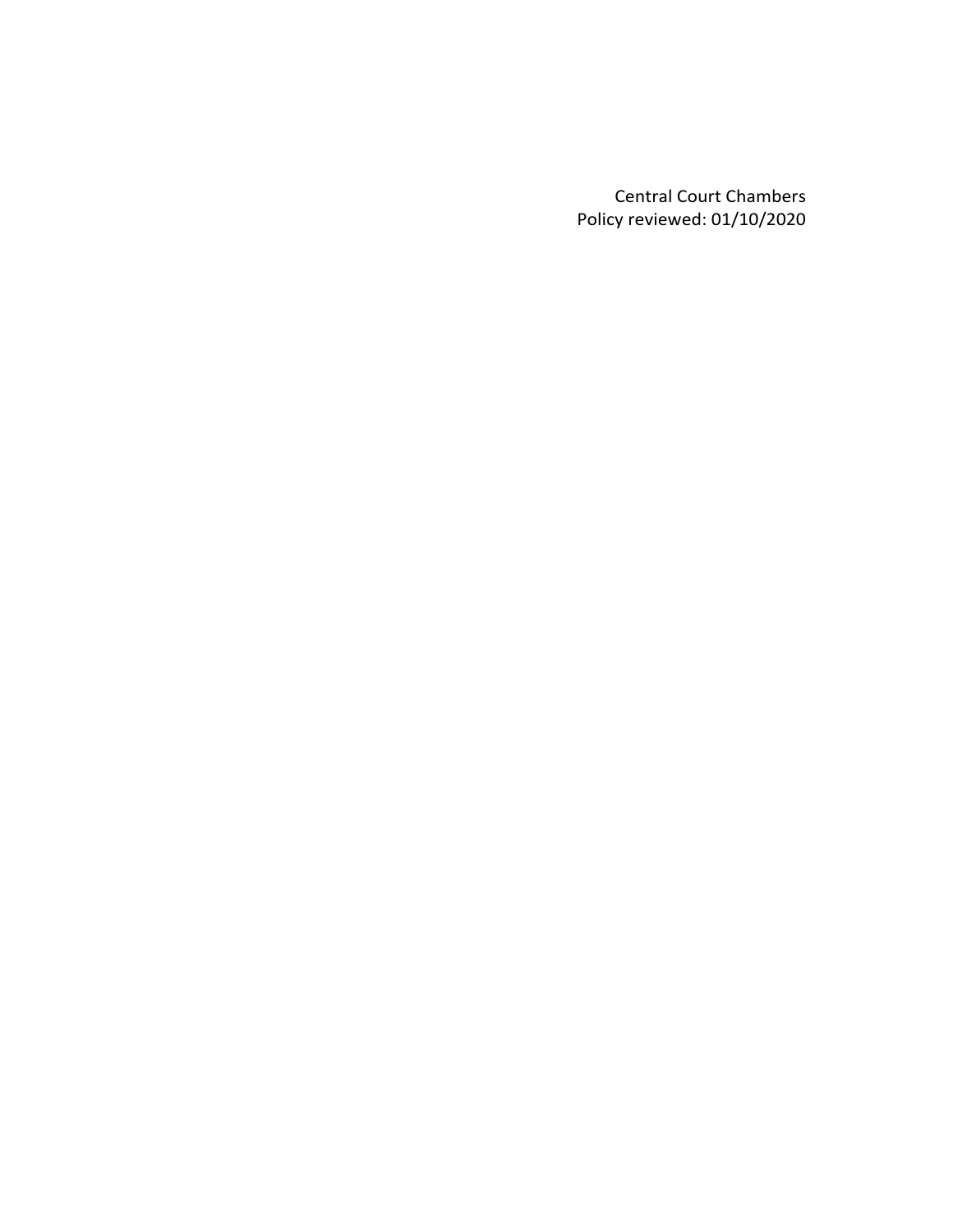Central Court Chambers
Policy reviewed: 01/10/2020